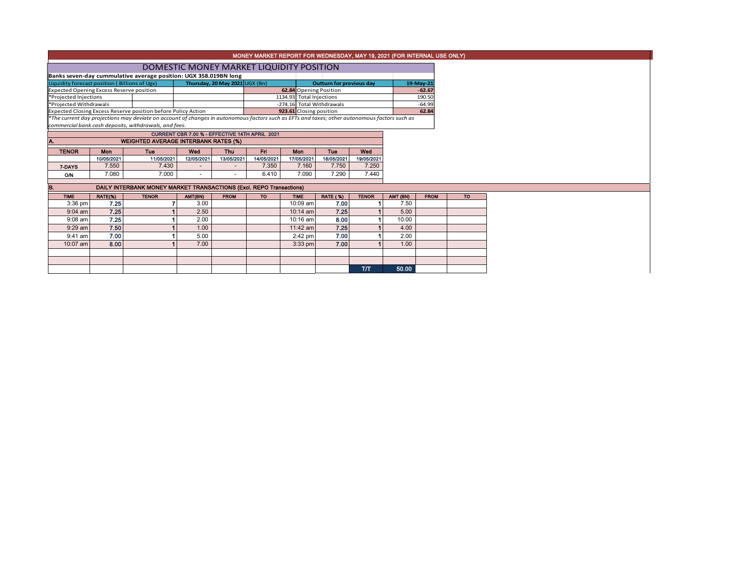# MONEY MARKET REPORT FOR WEDNESDAY, MAY 19, 2021 (FOR INTERNAL USE ONLY)

## DOMESTIC MONEY MARKET LIQUIDITY POSITION

**Banks seven-day cummulative average position: UGX 358.019BN long**

| Liquidity forecast position ( Billions of Ugx) | Thursday, 20 May 2021 UGX (Bn) | Outturn for previous day | 19-May-21 |
|---|---|---|---|
| Expected Opening Excess Reserve position | 62.84 | Opening Position | -62.67 |
| *Projected Injections | 1134.93 | Total Injections | 190.50 |
| *Projected Withdrawals | -274.16 | Total Withdrawals | -64.99 |
| Expected Closing Excess Reserve position before Policy Action | 923.61 | Closing position | 62.84 |

*The current day projections may deviate on account of changes in autonomous factors such as EFTs and taxes; other autonomous factors such as commercial bank cash deposits, withdrawals, and fees.*

**CURRENT CBR 7.00 % - EFFECTIVE 14TH APRIL 2021**

### A. WEIGHTED AVERAGE INTERBANK RATES (%)

| TENOR | Mon | Tue | Wed | Thu | Fri | Mon | Tue | Wed |
|---|---|---|---|---|---|---|---|---|
| | 10/05/2021 | 11/05/2021 | 12/05/2021 | 13/05/2021 | 14/05/2021 | 17/05/2021 | 18/05/2021 | 19/05/2021 |
| 7-DAYS | 7.550 | 7.430 | - | - | 7.350 | 7.160 | 7.750 | 7.250 |
| O/N | 7.080 | 7.000 | - | - | 6.410 | 7.090 | 7.290 | 7.440 |

### B. DAILY INTERBANK MONEY MARKET TRANSACTIONS (Excl. REPO Transactions)

| TIME | RATE(%) | TENOR | AMT(BN) | FROM | TO | TIME | RATE (%) | TENOR | AMT (BN) | FROM | TO |
|---|---|---|---|---|---|---|---|---|---|---|---|
| 3:36 pm | 7.25 | 7 | 3.00 | | | 10:09 am | 7.00 | 1 | 7.50 | | |
| 9:04 am | 7.25 | 1 | 2.50 | | | 10:14 am | 7.25 | 1 | 5.00 | | |
| 9:08 am | 7.25 | 1 | 2.00 | | | 10:16 am | 8.00 | 1 | 10.00 | | |
| 9:29 am | 7.50 | 1 | 1.00 | | | 11:42 am | 7.25 | 1 | 4.00 | | |
| 9:41 am | 7.00 | 1 | 5.00 | | | 2:42 pm | 7.00 | 1 | 2.00 | | |
| 10:07 am | 8.00 | 1 | 7.00 | | | 3:33 pm | 7.00 | 1 | 1.00 | | |
| | | | | | | | | | | | |
| | | | | | | | | | | | |
| | | | | | | | | T/T | 50.00 | | |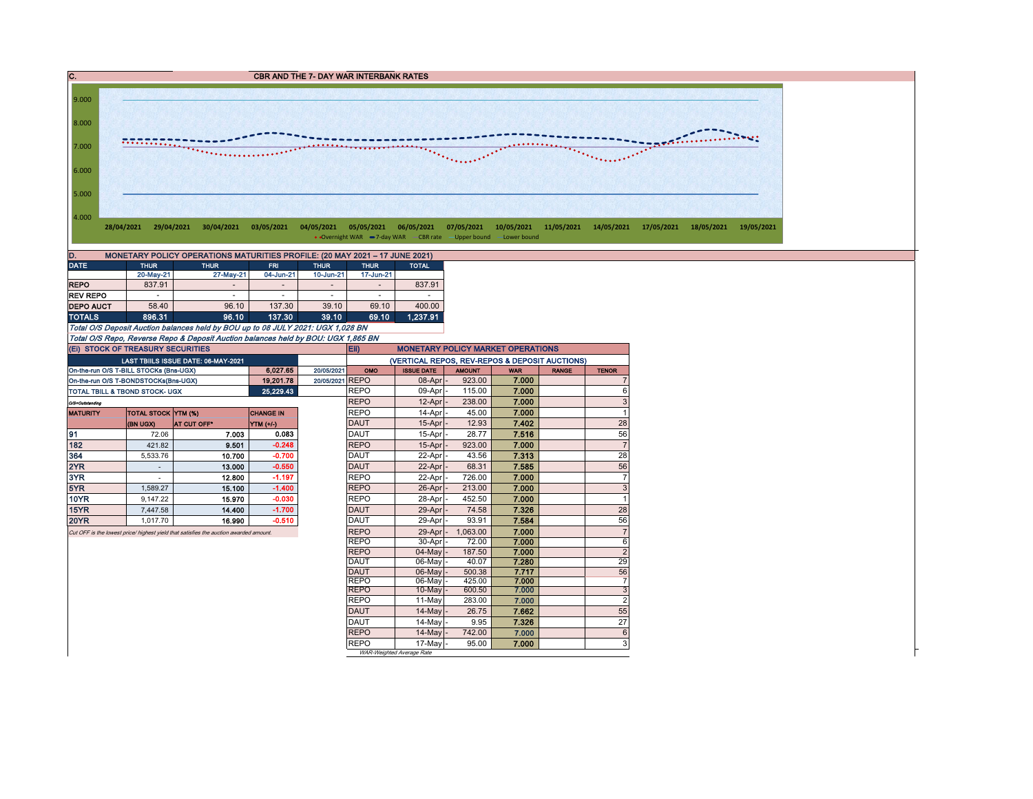## C. CBR AND THE 7- DAY WAR INTERBANK RATES

Chart axis values: 9.000, 8.000, 7.000, 6.000, 5.000, 4.000

Dates: 28/04/2021, 29/04/2021, 30/04/2021, 03/05/2021, 04/05/2021, 05/05/2021, 06/05/2021, 07/05/2021, 10/05/2021, 11/05/2021, 14/05/2021, 17/05/2021, 18/05/2021, 19/05/2021

Legend: Overnight WAR, 7-day WAR, CBR rate, Upper bound, Lower bound

## D. MONETARY POLICY OPERATIONS MATURITIES PROFILE: (20 MAY 2021 – 17 JUNE 2021)

| DATE | THUR | THUR | FRI | THUR | THUR | TOTAL |
|---|---|---|---|---|---|---|
| | 20-May-21 | 27-May-21 | 04-Jun-21 | 10-Jun-21 | 17-Jun-21 | |
| REPO | 837.91 | - | - | - | - | 837.91 |
| REV REPO | - | - | - | - | - | - |
| DEPO AUCT | 58.40 | 96.10 | 137.30 | 39.10 | 69.10 | 400.00 |
| TOTALS | 896.31 | 96.10 | 137.30 | 39.10 | 69.10 | 1,237.91 |

*Total O/S Deposit Auction balances held by BOU up to 08 JULY 2021: UGX 1,028 BN*

*Total O/S Repo, Reverse Repo & Deposit Auction balances held by BOU: UGX 1,865 BN*

## (Ei) STOCK OF TREASURY SECURITIES

| LAST TBIILS ISSUE DATE: 06-MAY-2021 | | |
|---|---|---|
| On-the-run O/S T-BILL STOCKs (Bns-UGX) | 6,027.65 | 20/05/2021 |
| On-the-run O/S T-BONDSTOCKs(Bns-UGX) | 19,201.78 | 20/05/2021 |
| TOTAL TBILL & TBOND STOCK- UGX | 25,229.43 | |

O/S=Outstanding

| MATURITY | TOTAL STOCK (BN UGX) | YTM (%) AT CUT OFF* | CHANGE IN YTM (+/-) |
|---|---|---|---|
| 91 | 72.06 | 7.003 | 0.083 |
| 182 | 421.82 | 9.501 | -0.248 |
| 364 | 5,533.76 | 10.700 | -0.700 |
| 2YR | - | 13.000 | -0.550 |
| 3YR | - | 12.800 | -1.197 |
| 5YR | 1,589.27 | 15.100 | -1.400 |
| 10YR | 9,147.22 | 15.970 | -0.030 |
| 15YR | 7,447.58 | 14.400 | -1.700 |
| 20YR | 1,017.70 | 16.990 | -0.510 |

*Cut OFF is the lowest price/ highest yield that satisfies the auction awarded amount.*

## Eii) MONETARY POLICY MARKET OPERATIONS

(VERTICAL REPOS, REV-REPOS & DEPOSIT AUCTIONS)

| OMO | ISSUE DATE | AMOUNT | WAR | RANGE | TENOR |
|---|---|---|---|---|---|
| REPO | 08-Apr | 923.00 | 7.000 | | 7 |
| REPO | 09-Apr | 115.00 | 7.000 | | 6 |
| REPO | 12-Apr | 238.00 | 7.000 | | 3 |
| REPO | 14-Apr | 45.00 | 7.000 | | 1 |
| DAUT | 15-Apr | 12.93 | 7.402 | | 28 |
| DAUT | 15-Apr | 28.77 | 7.516 | | 56 |
| REPO | 15-Apr | 923.00 | 7.000 | | 7 |
| DAUT | 22-Apr | 43.56 | 7.313 | | 28 |
| DAUT | 22-Apr | 68.31 | 7.585 | | 56 |
| REPO | 22-Apr | 726.00 | 7.000 | | 7 |
| REPO | 26-Apr | 213.00 | 7.000 | | 3 |
| REPO | 28-Apr | 452.50 | 7.000 | | 1 |
| DAUT | 29-Apr | 74.58 | 7.326 | | 28 |
| DAUT | 29-Apr | 93.91 | 7.584 | | 56 |
| REPO | 29-Apr | 1,063.00 | 7.000 | | 7 |
| REPO | 30-Apr | 72.00 | 7.000 | | 6 |
| REPO | 04-May | 187.50 | 7.000 | | 2 |
| DAUT | 06-May | 40.07 | 7.280 | | 29 |
| DAUT | 06-May | 500.38 | 7.717 | | 56 |
| REPO | 06-May | 425.00 | 7.000 | | 7 |
| REPO | 10-May | 600.50 | 7.000 | | 3 |
| REPO | 11-May | 283.00 | 7.000 | | 2 |
| DAUT | 14-May | 26.75 | 7.662 | | 55 |
| DAUT | 14-May | 9.95 | 7.326 | | 27 |
| REPO | 14-May | 742.00 | 7.000 | | 6 |
| REPO | 17-May | 95.00 | 7.000 | | 3 |

WAR-Weighted Average Rate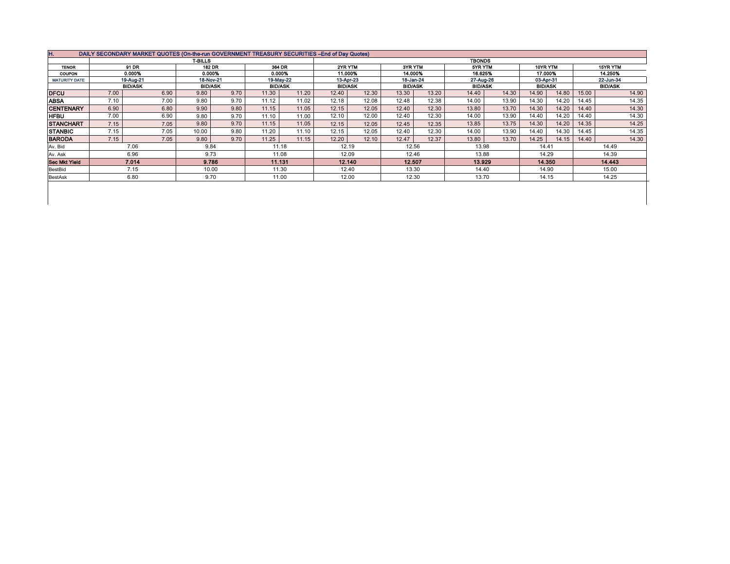| H. | DAILY SECONDARY MARKET QUOTES (On-the-run GOVERNMENT TREASURY SECURITIES –End of Day Quotes) | | | | | | | | | | | | | | | |
|---|---|---|---|---|---|---|---|---|---|---|---|---|---|---|---|---|
| | T-BILLS | | | | | | TBONDS | | | | | | | | | |
| TENOR | 91 DR | | 182 DR | | 364 DR | | 2YR YTM | | 3YR YTM | | 5YR YTM | | 10YR YTM | | 15YR YTM | |
| COUPON | 0.000% | | 0.000% | | 0.000% | | 11.000% | | 14.000% | | 16.625% | | 17.000% | | 14.250% | |
| MATURITY DATE | 19-Aug-21 | | 18-Nov-21 | | 19-May-22 | | 13-Apr-23 | | 18-Jan-24 | | 27-Aug-26 | | 03-Apr-31 | | 22-Jun-34 | |
| | BID/ASK | | BID/ASK | | BID/ASK | | BID/ASK | | BID/ASK | | BID/ASK | | BID/ASK | | BID/ASK | |
| DFCU | 7.00 | 6.90 | 9.80 | 9.70 | 11.30 | 11.20 | 12.40 | 12.30 | 13.30 | 13.20 | 14.40 | 14.30 | 14.90 | 14.80 | 15.00 | 14.90 |
| ABSA | 7.10 | 7.00 | 9.80 | 9.70 | 11.12 | 11.02 | 12.18 | 12.08 | 12.48 | 12.38 | 14.00 | 13.90 | 14.30 | 14.20 | 14.45 | 14.35 |
| CENTENARY | 6.90 | 6.80 | 9.90 | 9.80 | 11.15 | 11.05 | 12.15 | 12.05 | 12.40 | 12.30 | 13.80 | 13.70 | 14.30 | 14.20 | 14.40 | 14.30 |
| HFBU | 7.00 | 6.90 | 9.80 | 9.70 | 11.10 | 11.00 | 12.10 | 12.00 | 12.40 | 12.30 | 14.00 | 13.90 | 14.40 | 14.20 | 14.40 | 14.30 |
| STANCHART | 7.15 | 7.05 | 9.80 | 9.70 | 11.15 | 11.05 | 12.15 | 12.05 | 12.45 | 12.35 | 13.85 | 13.75 | 14.30 | 14.20 | 14.35 | 14.25 |
| STANBIC | 7.15 | 7.05 | 10.00 | 9.80 | 11.20 | 11.10 | 12.15 | 12.05 | 12.40 | 12.30 | 14.00 | 13.90 | 14.40 | 14.30 | 14.45 | 14.35 |
| BARODA | 7.15 | 7.05 | 9.80 | 9.70 | 11.25 | 11.15 | 12.20 | 12.10 | 12.47 | 12.37 | 13.80 | 13.70 | 14.25 | 14.15 | 14.40 | 14.30 |
| Av. Bid | 7.06 | | 9.84 | | 11.18 | | 12.19 | | 12.56 | | 13.98 | | 14.41 | | 14.49 | |
| Av. Ask | 6.96 | | 9.73 | | 11.08 | | 12.09 | | 12.46 | | 13.88 | | 14.29 | | 14.39 | |
| Sec Mkt Yield | 7.014 | | 9.786 | | 11.131 | | 12.140 | | 12.507 | | 13.929 | | 14.350 | | 14.443 | |
| BestBid | 7.15 | | 10.00 | | 11.30 | | 12.40 | | 13.30 | | 14.40 | | 14.90 | | 15.00 | |
| BestAsk | 6.80 | | 9.70 | | 11.00 | | 12.00 | | 12.30 | | 13.70 | | 14.15 | | 14.25 | |